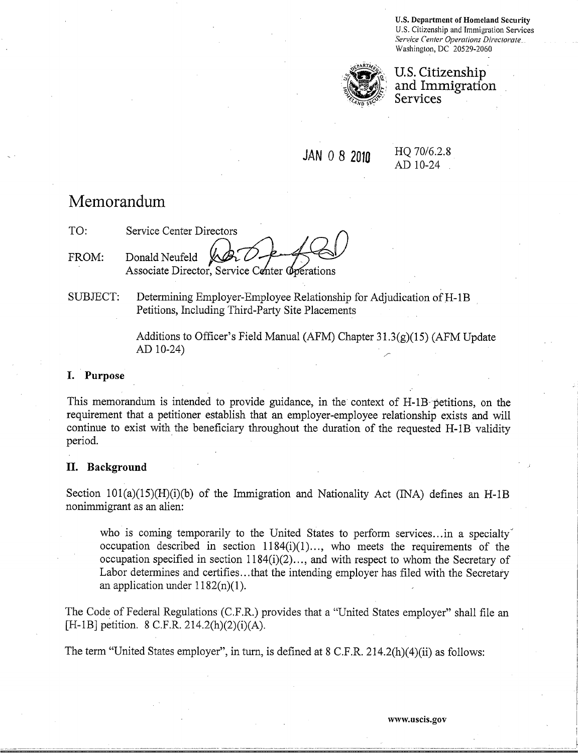U.S. Department of Homeland Security
U.S. Citizenship and Immigration Services
*Service Center Operations Directorate*
Washington, DC 20529-2060

**U.S. Citizenship and Immigration Services**

JAN 0 8 2010

HQ 70/6.2.8
AD 10-24

# Memorandum

TO: Service Center Directors

FROM: Donald Neufeld
Associate Director, Service Center Operations

SUBJECT: Determining Employer-Employee Relationship for Adjudication of H-1B Petitions, Including Third-Party Site Placements

Additions to Officer's Field Manual (AFM) Chapter 31.3(g)(15) (AFM Update AD 10-24)

## I. Purpose

This memorandum is intended to provide guidance, in the context of H-1B petitions, on the requirement that a petitioner establish that an employer-employee relationship exists and will continue to exist with the beneficiary throughout the duration of the requested H-1B validity period.

## II. Background

Section 101(a)(15)(H)(i)(b) of the Immigration and Nationality Act (INA) defines an H-1B nonimmigrant as an alien:

> who is coming temporarily to the United States to perform services...in a specialty occupation described in section 1184(i)(1)..., who meets the requirements of the occupation specified in section 1184(i)(2)..., and with respect to whom the Secretary of Labor determines and certifies...that the intending employer has filed with the Secretary an application under 1182(n)(1).

The Code of Federal Regulations (C.F.R.) provides that a "United States employer" shall file an [H-1B] petition. 8 C.F.R. 214.2(h)(2)(i)(A).

The term "United States employer", in turn, is defined at 8 C.F.R. 214.2(h)(4)(ii) as follows:

www.uscis.gov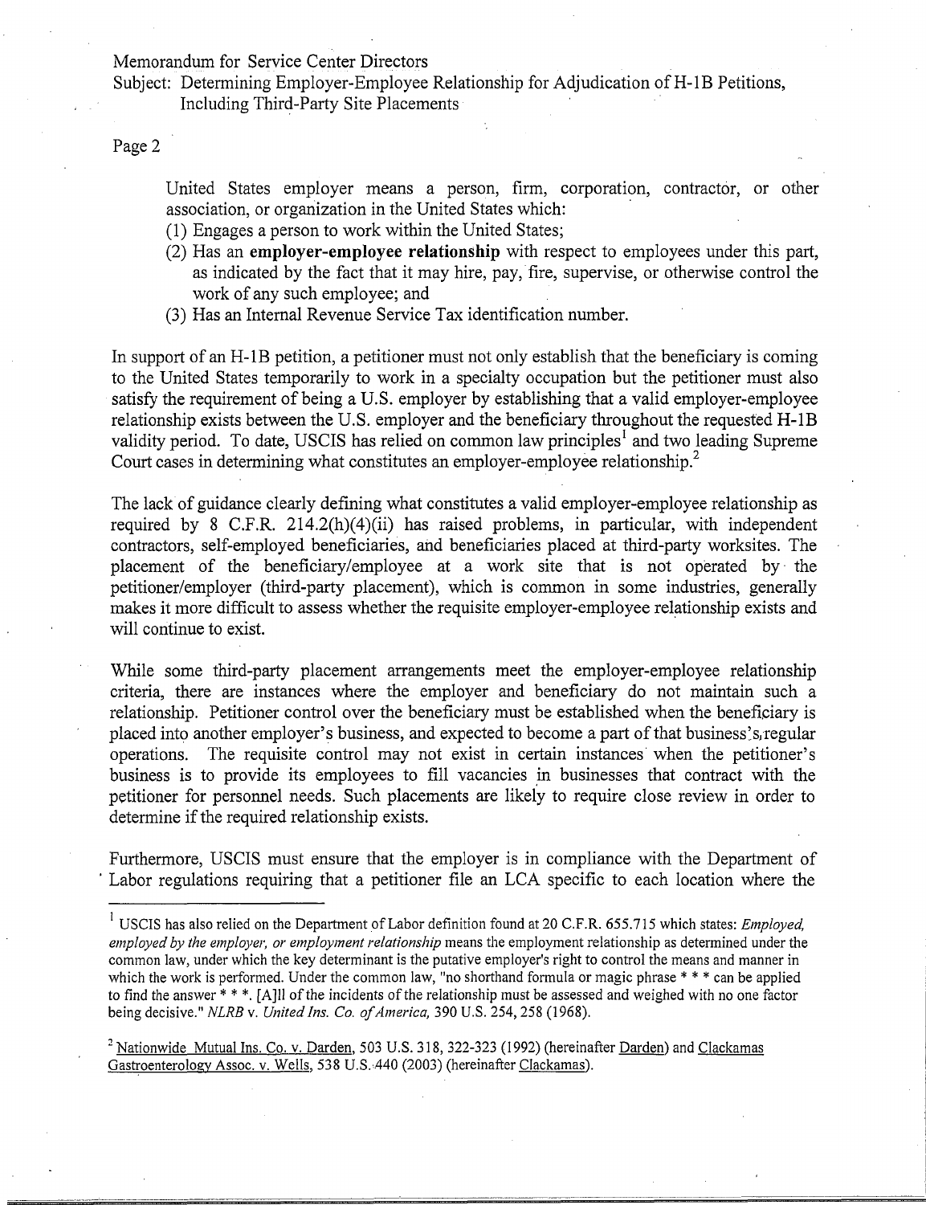United States employer means a person, firm, corporation, contractor, or other association, or organization in the United States which:

(1) Engages a person to work within the United States;

(2) Has an **employer-employee relationship** with respect to employees under this part, as indicated by the fact that it may hire, pay, fire, supervise, or otherwise control the work of any such employee; and

(3) Has an Internal Revenue Service Tax identification number.

In support of an H-1B petition, a petitioner must not only establish that the beneficiary is coming to the United States temporarily to work in a specialty occupation but the petitioner must also satisfy the requirement of being a U.S. employer by establishing that a valid employer-employee relationship exists between the U.S. employer and the beneficiary throughout the requested H-1B validity period. To date, USCIS has relied on common law principles[1] and two leading Supreme Court cases in determining what constitutes an employer-employee relationship.[2]

The lack of guidance clearly defining what constitutes a valid employer-employee relationship as required by 8 C.F.R. 214.2(h)(4)(ii) has raised problems, in particular, with independent contractors, self-employed beneficiaries, and beneficiaries placed at third-party worksites. The placement of the beneficiary/employee at a work site that is not operated by the petitioner/employer (third-party placement), which is common in some industries, generally makes it more difficult to assess whether the requisite employer-employee relationship exists and will continue to exist.

While some third-party placement arrangements meet the employer-employee relationship criteria, there are instances where the employer and beneficiary do not maintain such a relationship. Petitioner control over the beneficiary must be established when the beneficiary is placed into another employer's business, and expected to become a part of that business's regular operations. The requisite control may not exist in certain instances when the petitioner's business is to provide its employees to fill vacancies in businesses that contract with the petitioner for personnel needs. Such placements are likely to require close review in order to determine if the required relationship exists.

Furthermore, USCIS must ensure that the employer is in compliance with the Department of Labor regulations requiring that a petitioner file an LCA specific to each location where the

---

[1] USCIS has also relied on the Department of Labor definition found at 20 C.F.R. 655.715 which states: *Employed, employed by the employer, or employment relationship* means the employment relationship as determined under the common law, under which the key determinant is the putative employer's right to control the means and manner in which the work is performed. Under the common law, "no shorthand formula or magic phrase * * * can be applied to find the answer * * *. [A]ll of the incidents of the relationship must be assessed and weighed with no one factor being decisive." *NLRB v. United Ins. Co. of America,* 390 U.S. 254, 258 (1968).

[2] Nationwide Mutual Ins. Co. v. Darden, 503 U.S. 318, 322-323 (1992) (hereinafter Darden) and Clackamas Gastroenterology Assoc. v. Wells, 538 U.S. 440 (2003) (hereinafter Clackamas).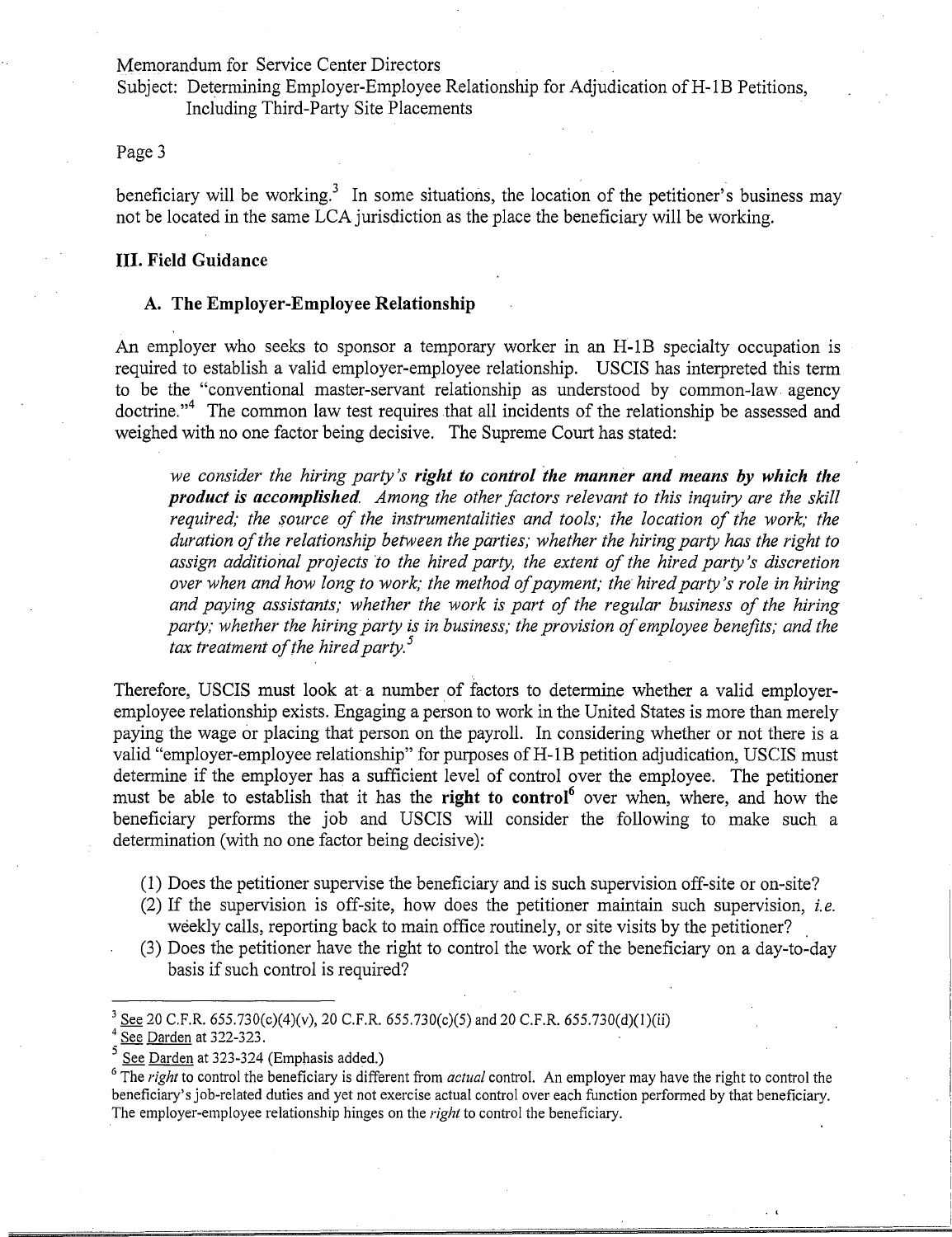beneficiary will be working.[3] In some situations, the location of the petitioner's business may not be located in the same LCA jurisdiction as the place the beneficiary will be working.

## III. Field Guidance

### A. The Employer-Employee Relationship

An employer who seeks to sponsor a temporary worker in an H-1B specialty occupation is required to establish a valid employer-employee relationship. USCIS has interpreted this term to be the "conventional master-servant relationship as understood by common-law agency doctrine."[4] The common law test requires that all incidents of the relationship be assessed and weighed with no one factor being decisive. The Supreme Court has stated:

> *we consider the hiring party's* ***right to control the manner and means by which the product is accomplished****. Among the other factors relevant to this inquiry are the skill required; the source of the instrumentalities and tools; the location of the work; the duration of the relationship between the parties; whether the hiring party has the right to assign additional projects to the hired party, the extent of the hired party's discretion over when and how long to work; the method of payment; the hired party's role in hiring and paying assistants; whether the work is part of the regular business of the hiring party; whether the hiring party is in business; the provision of employee benefits; and the tax treatment of the hired party.*[5]

Therefore, USCIS must look at a number of factors to determine whether a valid employer-employee relationship exists. Engaging a person to work in the United States is more than merely paying the wage or placing that person on the payroll. In considering whether or not there is a valid "employer-employee relationship" for purposes of H-1B petition adjudication, USCIS must determine if the employer has a sufficient level of control over the employee. The petitioner must be able to establish that it has the **right to control**[6] over when, where, and how the beneficiary performs the job and USCIS will consider the following to make such a determination (with no one factor being decisive):

(1) Does the petitioner supervise the beneficiary and is such supervision off-site or on-site?
(2) If the supervision is off-site, how does the petitioner maintain such supervision, *i.e.* weekly calls, reporting back to main office routinely, or site visits by the petitioner?
(3) Does the petitioner have the right to control the work of the beneficiary on a day-to-day basis if such control is required?

---

[3] See 20 C.F.R. 655.730(c)(4)(v), 20 C.F.R. 655.730(c)(5) and 20 C.F.R. 655.730(d)(1)(ii)

[4] See Darden at 322-323.

[5] See Darden at 323-324 (Emphasis added.)

[6] The *right* to control the beneficiary is different from *actual* control. An employer may have the right to control the beneficiary's job-related duties and yet not exercise actual control over each function performed by that beneficiary. The employer-employee relationship hinges on the *right* to control the beneficiary.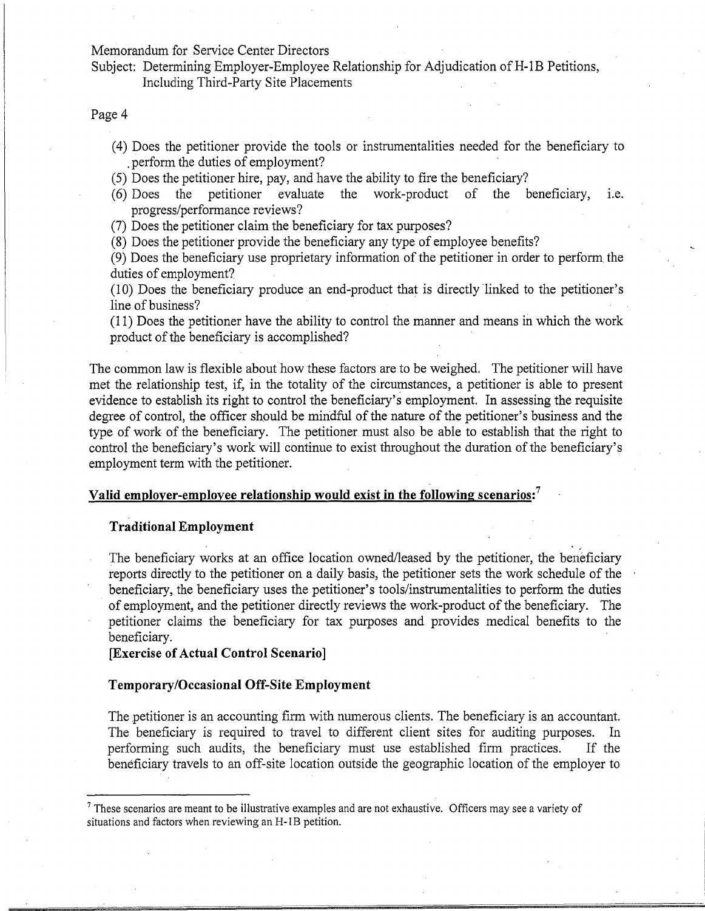(4) Does the petitioner provide the tools or instrumentalities needed for the beneficiary to perform the duties of employment?

(5) Does the petitioner hire, pay, and have the ability to fire the beneficiary?

(6) Does the petitioner evaluate the work-product of the beneficiary, i.e. progress/performance reviews?

(7) Does the petitioner claim the beneficiary for tax purposes?

(8) Does the petitioner provide the beneficiary any type of employee benefits?

(9) Does the beneficiary use proprietary information of the petitioner in order to perform the duties of employment?

(10) Does the beneficiary produce an end-product that is directly linked to the petitioner's line of business?

(11) Does the petitioner have the ability to control the manner and means in which the work product of the beneficiary is accomplished?

The common law is flexible about how these factors are to be weighed. The petitioner will have met the relationship test, if, in the totality of the circumstances, a petitioner is able to present evidence to establish its right to control the beneficiary's employment. In assessing the requisite degree of control, the officer should be mindful of the nature of the petitioner's business and the type of work of the beneficiary. The petitioner must also be able to establish that the right to control the beneficiary's work will continue to exist throughout the duration of the beneficiary's employment term with the petitioner.

**Valid employer-employee relationship would exist in the following scenarios:**[7]

### Traditional Employment

The beneficiary works at an office location owned/leased by the petitioner, the beneficiary reports directly to the petitioner on a daily basis, the petitioner sets the work schedule of the beneficiary, the beneficiary uses the petitioner's tools/instrumentalities to perform the duties of employment, and the petitioner directly reviews the work-product of the beneficiary. The petitioner claims the beneficiary for tax purposes and provides medical benefits to the beneficiary.

**[Exercise of Actual Control Scenario]**

### Temporary/Occasional Off-Site Employment

The petitioner is an accounting firm with numerous clients. The beneficiary is an accountant. The beneficiary is required to travel to different client sites for auditing purposes. In performing such audits, the beneficiary must use established firm practices. If the beneficiary travels to an off-site location outside the geographic location of the employer to

[7] These scenarios are meant to be illustrative examples and are not exhaustive. Officers may see a variety of situations and factors when reviewing an H-1B petition.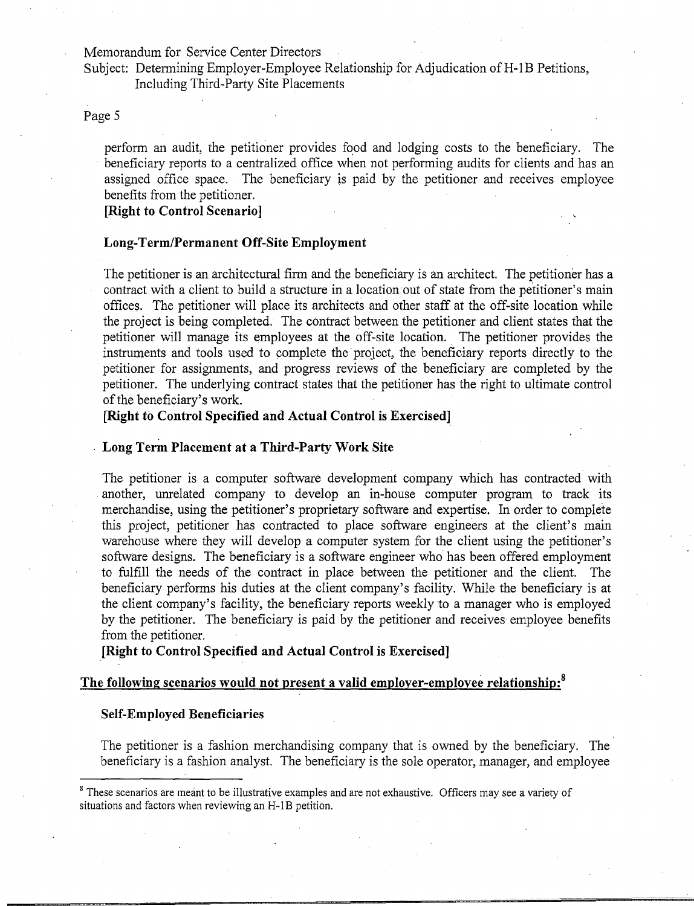perform an audit, the petitioner provides food and lodging costs to the beneficiary. The beneficiary reports to a centralized office when not performing audits for clients and has an assigned office space. The beneficiary is paid by the petitioner and receives employee benefits from the petitioner.

**[Right to Control Scenario]**

### Long-Term/Permanent Off-Site Employment

The petitioner is an architectural firm and the beneficiary is an architect. The petitioner has a contract with a client to build a structure in a location out of state from the petitioner's main offices. The petitioner will place its architects and other staff at the off-site location while the project is being completed. The contract between the petitioner and client states that the petitioner will manage its employees at the off-site location. The petitioner provides the instruments and tools used to complete the project, the beneficiary reports directly to the petitioner for assignments, and progress reviews of the beneficiary are completed by the petitioner. The underlying contract states that the petitioner has the right to ultimate control of the beneficiary's work.

**[Right to Control Specified and Actual Control is Exercised]**

### Long Term Placement at a Third-Party Work Site

The petitioner is a computer software development company which has contracted with another, unrelated company to develop an in-house computer program to track its merchandise, using the petitioner's proprietary software and expertise. In order to complete this project, petitioner has contracted to place software engineers at the client's main warehouse where they will develop a computer system for the client using the petitioner's software designs. The beneficiary is a software engineer who has been offered employment to fulfill the needs of the contract in place between the petitioner and the client. The beneficiary performs his duties at the client company's facility. While the beneficiary is at the client company's facility, the beneficiary reports weekly to a manager who is employed by the petitioner. The beneficiary is paid by the petitioner and receives employee benefits from the petitioner.

**[Right to Control Specified and Actual Control is Exercised]**

## The following scenarios would not present a valid employer-employee relationship:[8]

### Self-Employed Beneficiaries

The petitioner is a fashion merchandising company that is owned by the beneficiary. The beneficiary is a fashion analyst. The beneficiary is the sole operator, manager, and employee

[8] These scenarios are meant to be illustrative examples and are not exhaustive. Officers may see a variety of situations and factors when reviewing an H-1B petition.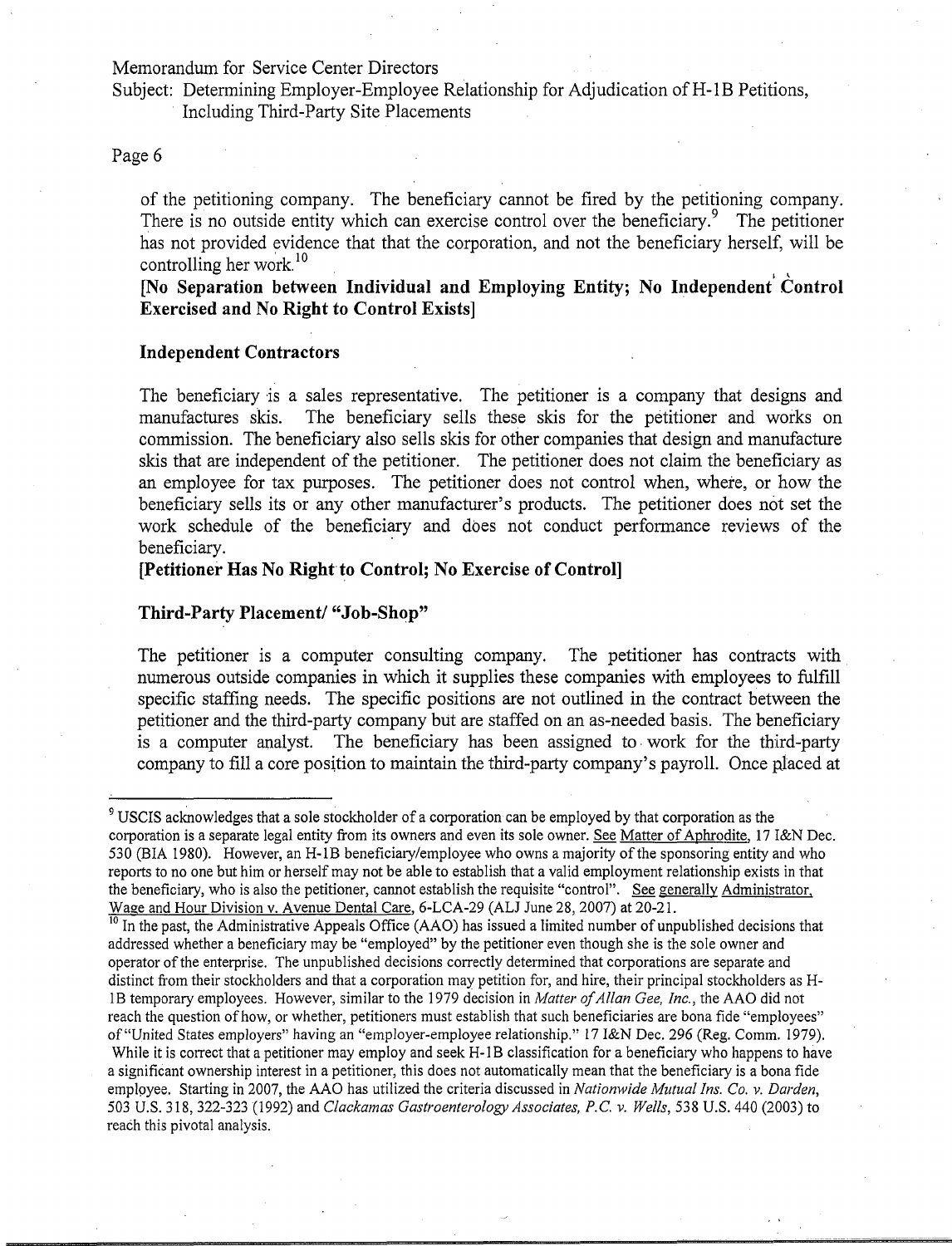of the petitioning company. The beneficiary cannot be fired by the petitioning company. There is no outside entity which can exercise control over the beneficiary.[9] The petitioner has not provided evidence that that the corporation, and not the beneficiary herself, will be controlling her work.[10]

**[No Separation between Individual and Employing Entity; No Independent Control Exercised and No Right to Control Exists]**

**Independent Contractors**

The beneficiary is a sales representative. The petitioner is a company that designs and manufactures skis. The beneficiary sells these skis for the petitioner and works on commission. The beneficiary also sells skis for other companies that design and manufacture skis that are independent of the petitioner. The petitioner does not claim the beneficiary as an employee for tax purposes. The petitioner does not control when, where, or how the beneficiary sells its or any other manufacturer's products. The petitioner does not set the work schedule of the beneficiary and does not conduct performance reviews of the beneficiary.

**[Petitioner Has No Right to Control; No Exercise of Control]**

**Third-Party Placement/ "Job-Shop"**

The petitioner is a computer consulting company. The petitioner has contracts with numerous outside companies in which it supplies these companies with employees to fulfill specific staffing needs. The specific positions are not outlined in the contract between the petitioner and the third-party company but are staffed on an as-needed basis. The beneficiary is a computer analyst. The beneficiary has been assigned to work for the third-party company to fill a core position to maintain the third-party company's payroll. Once placed at

---

[9] USCIS acknowledges that a sole stockholder of a corporation can be employed by that corporation as the corporation is a separate legal entity from its owners and even its sole owner. See Matter of Aphrodite, 17 I&N Dec. 530 (BIA 1980). However, an H-1B beneficiary/employee who owns a majority of the sponsoring entity and who reports to no one but him or herself may not be able to establish that a valid employment relationship exists in that the beneficiary, who is also the petitioner, cannot establish the requisite "control". See generally Administrator, Wage and Hour Division v. Avenue Dental Care, 6-LCA-29 (ALJ June 28, 2007) at 20-21.

[10] In the past, the Administrative Appeals Office (AAO) has issued a limited number of unpublished decisions that addressed whether a beneficiary may be "employed" by the petitioner even though she is the sole owner and operator of the enterprise. The unpublished decisions correctly determined that corporations are separate and distinct from their stockholders and that a corporation may petition for, and hire, their principal stockholders as H-1B temporary employees. However, similar to the 1979 decision in *Matter of Allan Gee, Inc.*, the AAO did not reach the question of how, or whether, petitioners must establish that such beneficiaries are bona fide "employees" of "United States employers" having an "employer-employee relationship." 17 I&N Dec. 296 (Reg. Comm. 1979). While it is correct that a petitioner may employ and seek H-1B classification for a beneficiary who happens to have a significant ownership interest in a petitioner, this does not automatically mean that the beneficiary is a bona fide employee. Starting in 2007, the AAO has utilized the criteria discussed in *Nationwide Mutual Ins. Co. v. Darden*, 503 U.S. 318, 322-323 (1992) and *Clackamas Gastroenterology Associates, P.C. v. Wells*, 538 U.S. 440 (2003) to reach this pivotal analysis.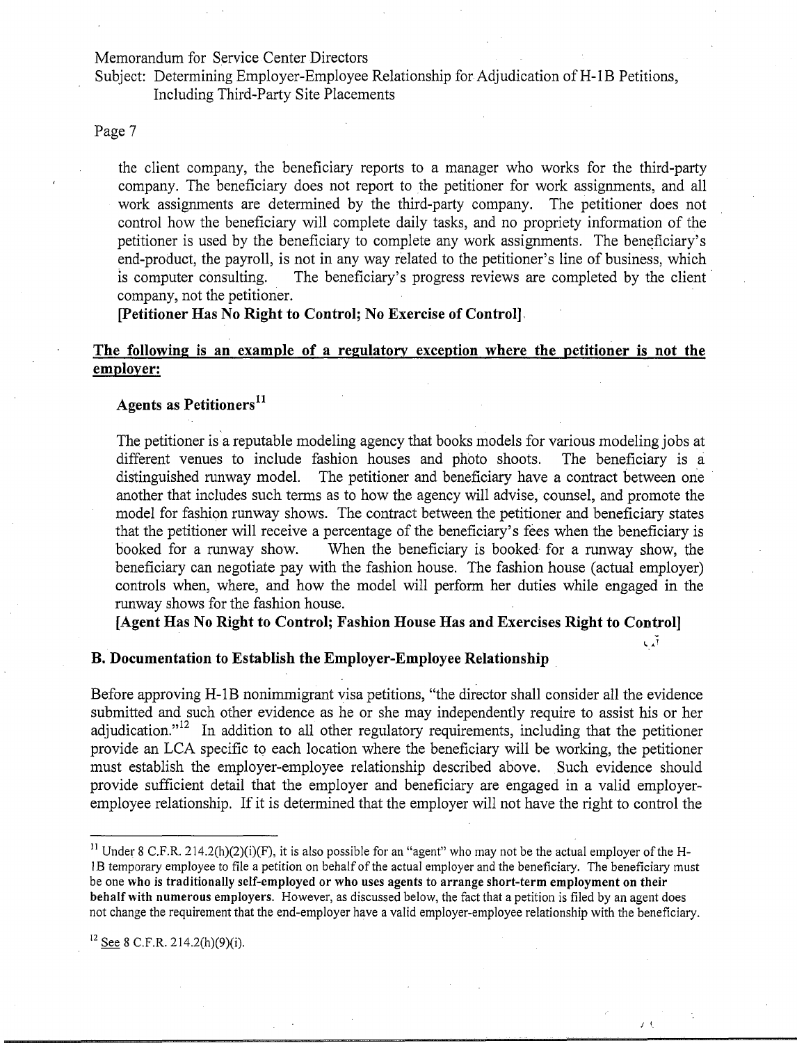the client company, the beneficiary reports to a manager who works for the third-party company. The beneficiary does not report to the petitioner for work assignments, and all work assignments are determined by the third-party company. The petitioner does not control how the beneficiary will complete daily tasks, and no propriety information of the petitioner is used by the beneficiary to complete any work assignments. The beneficiary's end-product, the payroll, is not in any way related to the petitioner's line of business, which is computer consulting. The beneficiary's progress reviews are completed by the client company, not the petitioner.

**[Petitioner Has No Right to Control; No Exercise of Control]**

**<u>The following is an example of a regulatory exception where the petitioner is not the employer:</u>**

**Agents as Petitioners**[11]

The petitioner is a reputable modeling agency that books models for various modeling jobs at different venues to include fashion houses and photo shoots. The beneficiary is a distinguished runway model. The petitioner and beneficiary have a contract between one another that includes such terms as to how the agency will advise, counsel, and promote the model for fashion runway shows. The contract between the petitioner and beneficiary states that the petitioner will receive a percentage of the beneficiary's fees when the beneficiary is booked for a runway show. When the beneficiary is booked for a runway show, the beneficiary can negotiate pay with the fashion house. The fashion house (actual employer) controls when, where, and how the model will perform her duties while engaged in the runway shows for the fashion house.

**[Agent Has No Right to Control; Fashion House Has and Exercises Right to Control]**

**B. Documentation to Establish the Employer-Employee Relationship**

Before approving H-1B nonimmigrant visa petitions, "the director shall consider all the evidence submitted and such other evidence as he or she may independently require to assist his or her adjudication."[12] In addition to all other regulatory requirements, including that the petitioner provide an LCA specific to each location where the beneficiary will be working, the petitioner must establish the employer-employee relationship described above. Such evidence should provide sufficient detail that the employer and beneficiary are engaged in a valid employer-employee relationship. If it is determined that the employer will not have the right to control the

---

[11] Under 8 C.F.R. 214.2(h)(2)(i)(F), it is also possible for an "agent" who may not be the actual employer of the H-1B temporary employee to file a petition on behalf of the actual employer and the beneficiary. The beneficiary must be one **who is traditionally self-employed or who uses agents to arrange short-term employment on their behalf with numerous employers**. However, as discussed below, the fact that a petition is filed by an agent does not change the requirement that the end-employer have a valid employer-employee relationship with the beneficiary.

[12] <u>See</u> 8 C.F.R. 214.2(h)(9)(i).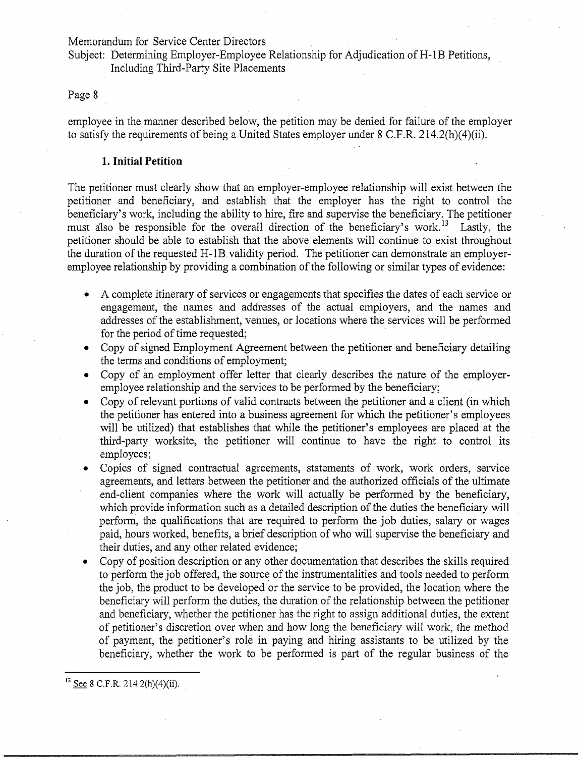employee in the manner described below, the petition may be denied for failure of the employer to satisfy the requirements of being a United States employer under 8 C.F.R. 214.2(h)(4)(ii).

### 1. Initial Petition

The petitioner must clearly show that an employer-employee relationship will exist between the petitioner and beneficiary, and establish that the employer has the right to control the beneficiary's work, including the ability to hire, fire and supervise the beneficiary. The petitioner must also be responsible for the overall direction of the beneficiary's work.[13] Lastly, the petitioner should be able to establish that the above elements will continue to exist throughout the duration of the requested H-1B validity period. The petitioner can demonstrate an employer-employee relationship by providing a combination of the following or similar types of evidence:

- A complete itinerary of services or engagements that specifies the dates of each service or engagement, the names and addresses of the actual employers, and the names and addresses of the establishment, venues, or locations where the services will be performed for the period of time requested;
- Copy of signed Employment Agreement between the petitioner and beneficiary detailing the terms and conditions of employment;
- Copy of an employment offer letter that clearly describes the nature of the employer-employee relationship and the services to be performed by the beneficiary;
- Copy of relevant portions of valid contracts between the petitioner and a client (in which the petitioner has entered into a business agreement for which the petitioner's employees will be utilized) that establishes that while the petitioner's employees are placed at the third-party worksite, the petitioner will continue to have the right to control its employees;
- Copies of signed contractual agreements, statements of work, work orders, service agreements, and letters between the petitioner and the authorized officials of the ultimate end-client companies where the work will actually be performed by the beneficiary, which provide information such as a detailed description of the duties the beneficiary will perform, the qualifications that are required to perform the job duties, salary or wages paid, hours worked, benefits, a brief description of who will supervise the beneficiary and their duties, and any other related evidence;
- Copy of position description or any other documentation that describes the skills required to perform the job offered, the source of the instrumentalities and tools needed to perform the job, the product to be developed or the service to be provided, the location where the beneficiary will perform the duties, the duration of the relationship between the petitioner and beneficiary, whether the petitioner has the right to assign additional duties, the extent of petitioner's discretion over when and how long the beneficiary will work, the method of payment, the petitioner's role in paying and hiring assistants to be utilized by the beneficiary, whether the work to be performed is part of the regular business of the

[13] See 8 C.F.R. 214.2(h)(4)(ii).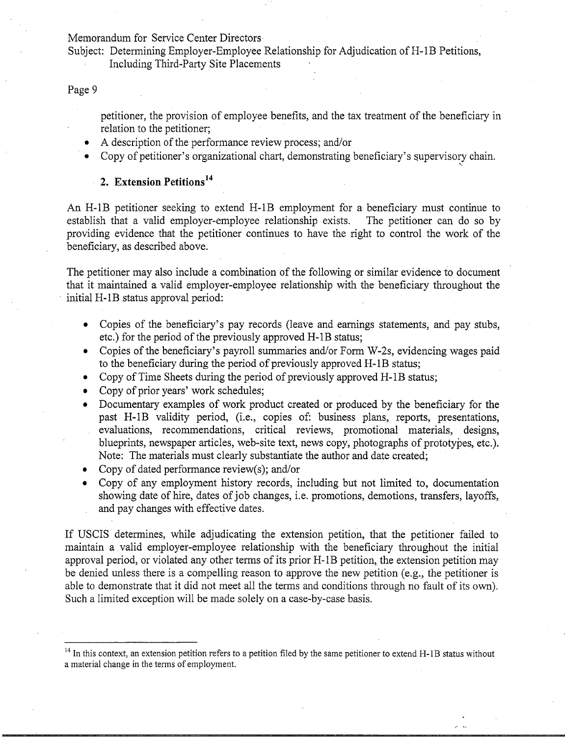petitioner, the provision of employee benefits, and the tax treatment of the beneficiary in relation to the petitioner;

- A description of the performance review process; and/or
- Copy of petitioner's organizational chart, demonstrating beneficiary's supervisory chain.

### 2. Extension Petitions[14]

An H-1B petitioner seeking to extend H-1B employment for a beneficiary must continue to establish that a valid employer-employee relationship exists. The petitioner can do so by providing evidence that the petitioner continues to have the right to control the work of the beneficiary, as described above.

The petitioner may also include a combination of the following or similar evidence to document that it maintained a valid employer-employee relationship with the beneficiary throughout the initial H-1B status approval period:

- Copies of the beneficiary's pay records (leave and earnings statements, and pay stubs, etc.) for the period of the previously approved H-1B status;
- Copies of the beneficiary's payroll summaries and/or Form W-2s, evidencing wages paid to the beneficiary during the period of previously approved H-1B status;
- Copy of Time Sheets during the period of previously approved H-1B status;
- Copy of prior years' work schedules;
- Documentary examples of work product created or produced by the beneficiary for the past H-1B validity period, (i.e., copies of: business plans, reports, presentations, evaluations, recommendations, critical reviews, promotional materials, designs, blueprints, newspaper articles, web-site text, news copy, photographs of prototypes, etc.). Note: The materials must clearly substantiate the author and date created;
- Copy of dated performance review(s); and/or
- Copy of any employment history records, including but not limited to, documentation showing date of hire, dates of job changes, i.e. promotions, demotions, transfers, layoffs, and pay changes with effective dates.

If USCIS determines, while adjudicating the extension petition, that the petitioner failed to maintain a valid employer-employee relationship with the beneficiary throughout the initial approval period, or violated any other terms of its prior H-1B petition, the extension petition may be denied unless there is a compelling reason to approve the new petition (e.g., the petitioner is able to demonstrate that it did not meet all the terms and conditions through no fault of its own). Such a limited exception will be made solely on a case-by-case basis.

---

[14] In this context, an extension petition refers to a petition filed by the same petitioner to extend H-1B status without a material change in the terms of employment.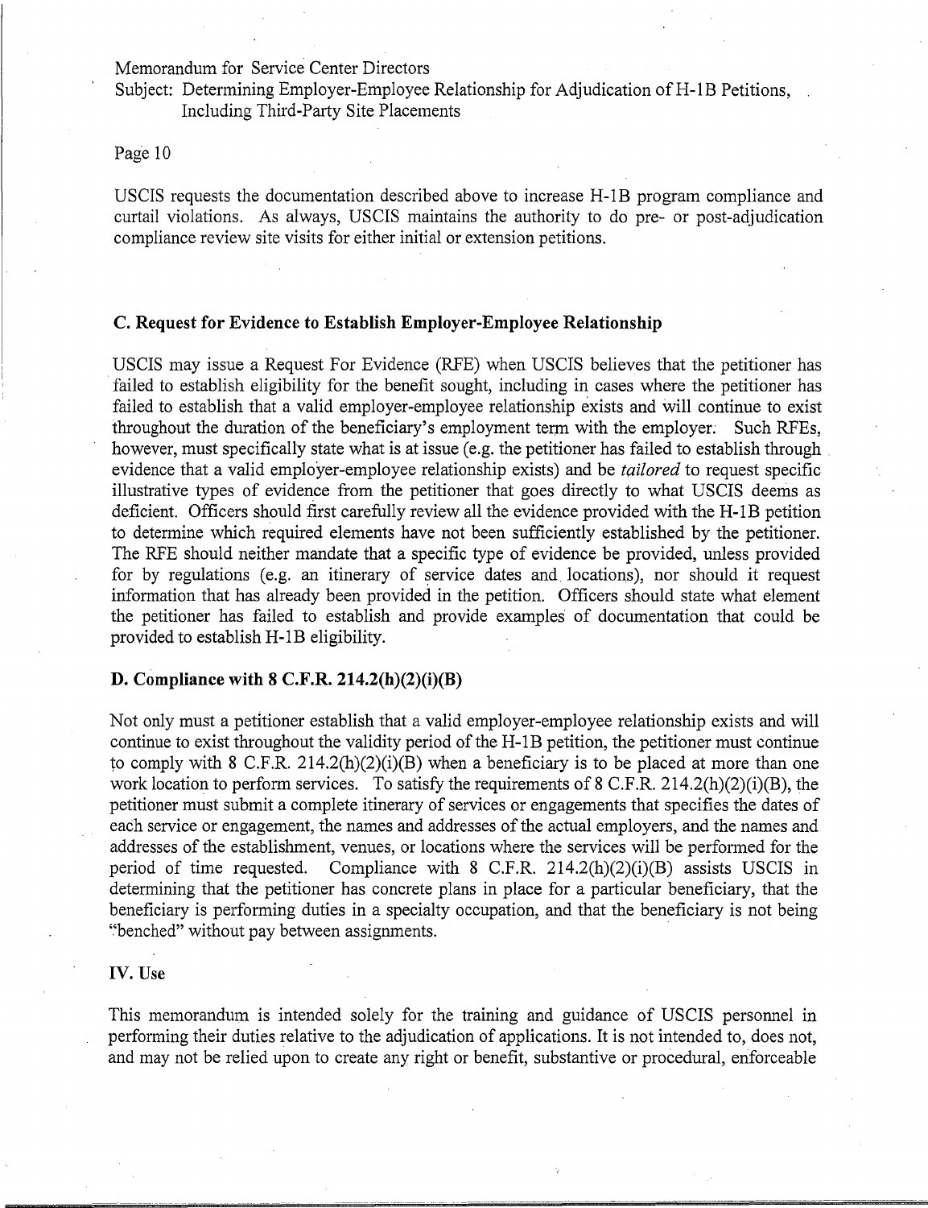USCIS requests the documentation described above to increase H-1B program compliance and curtail violations. As always, USCIS maintains the authority to do pre- or post-adjudication compliance review site visits for either initial or extension petitions.

### C. Request for Evidence to Establish Employer-Employee Relationship

USCIS may issue a Request For Evidence (RFE) when USCIS believes that the petitioner has failed to establish eligibility for the benefit sought, including in cases where the petitioner has failed to establish that a valid employer-employee relationship exists and will continue to exist throughout the duration of the beneficiary's employment term with the employer. Such RFEs, however, must specifically state what is at issue (e.g. the petitioner has failed to establish through evidence that a valid employer-employee relationship exists) and be *tailored* to request specific illustrative types of evidence from the petitioner that goes directly to what USCIS deems as deficient. Officers should first carefully review all the evidence provided with the H-1B petition to determine which required elements have not been sufficiently established by the petitioner. The RFE should neither mandate that a specific type of evidence be provided, unless provided for by regulations (e.g. an itinerary of service dates and locations), nor should it request information that has already been provided in the petition. Officers should state what element the petitioner has failed to establish and provide examples of documentation that could be provided to establish H-1B eligibility.

### D. Compliance with 8 C.F.R. 214.2(h)(2)(i)(B)

Not only must a petitioner establish that a valid employer-employee relationship exists and will continue to exist throughout the validity period of the H-1B petition, the petitioner must continue to comply with 8 C.F.R. 214.2(h)(2)(i)(B) when a beneficiary is to be placed at more than one work location to perform services. To satisfy the requirements of 8 C.F.R. 214.2(h)(2)(i)(B), the petitioner must submit a complete itinerary of services or engagements that specifies the dates of each service or engagement, the names and addresses of the actual employers, and the names and addresses of the establishment, venues, or locations where the services will be performed for the period of time requested. Compliance with 8 C.F.R. 214.2(h)(2)(i)(B) assists USCIS in determining that the petitioner has concrete plans in place for a particular beneficiary, that the beneficiary is performing duties in a specialty occupation, and that the beneficiary is not being "benched" without pay between assignments.

## IV. Use

This memorandum is intended solely for the training and guidance of USCIS personnel in performing their duties relative to the adjudication of applications. It is not intended to, does not, and may not be relied upon to create any right or benefit, substantive or procedural, enforceable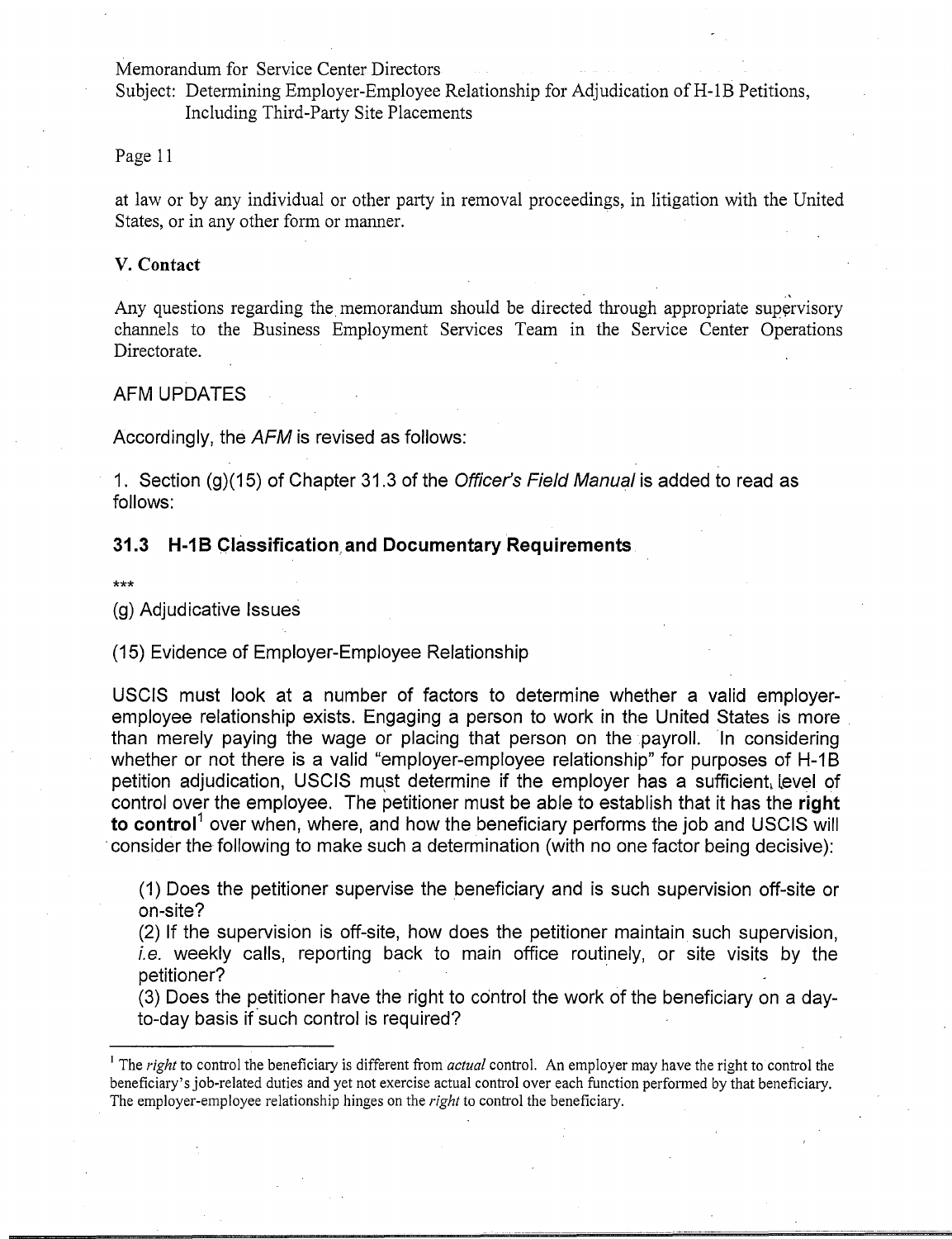at law or by any individual or other party in removal proceedings, in litigation with the United States, or in any other form or manner.

### V. Contact

Any questions regarding the memorandum should be directed through appropriate supervisory channels to the Business Employment Services Team in the Service Center Operations Directorate.

AFM UPDATES

Accordingly, the *AFM* is revised as follows:

1. Section (g)(15) of Chapter 31.3 of the *Officer's Field Manual* is added to read as follows:

### 31.3 H-1B Classification and Documentary Requirements

***

(g) Adjudicative Issues

(15) Evidence of Employer-Employee Relationship

USCIS must look at a number of factors to determine whether a valid employer-employee relationship exists. Engaging a person to work in the United States is more than merely paying the wage or placing that person on the payroll. In considering whether or not there is a valid "employer-employee relationship" for purposes of H-1B petition adjudication, USCIS must determine if the employer has a sufficient level of control over the employee. The petitioner must be able to establish that it has the **right to control**[1] over when, where, and how the beneficiary performs the job and USCIS will consider the following to make such a determination (with no one factor being decisive):

(1) Does the petitioner supervise the beneficiary and is such supervision off-site or on-site?

(2) If the supervision is off-site, how does the petitioner maintain such supervision, *i.e.* weekly calls, reporting back to main office routinely, or site visits by the petitioner?

(3) Does the petitioner have the right to control the work of the beneficiary on a day-to-day basis if such control is required?

[1] The *right* to control the beneficiary is different from *actual* control. An employer may have the right to control the beneficiary's job-related duties and yet not exercise actual control over each function performed by that beneficiary. The employer-employee relationship hinges on the *right* to control the beneficiary.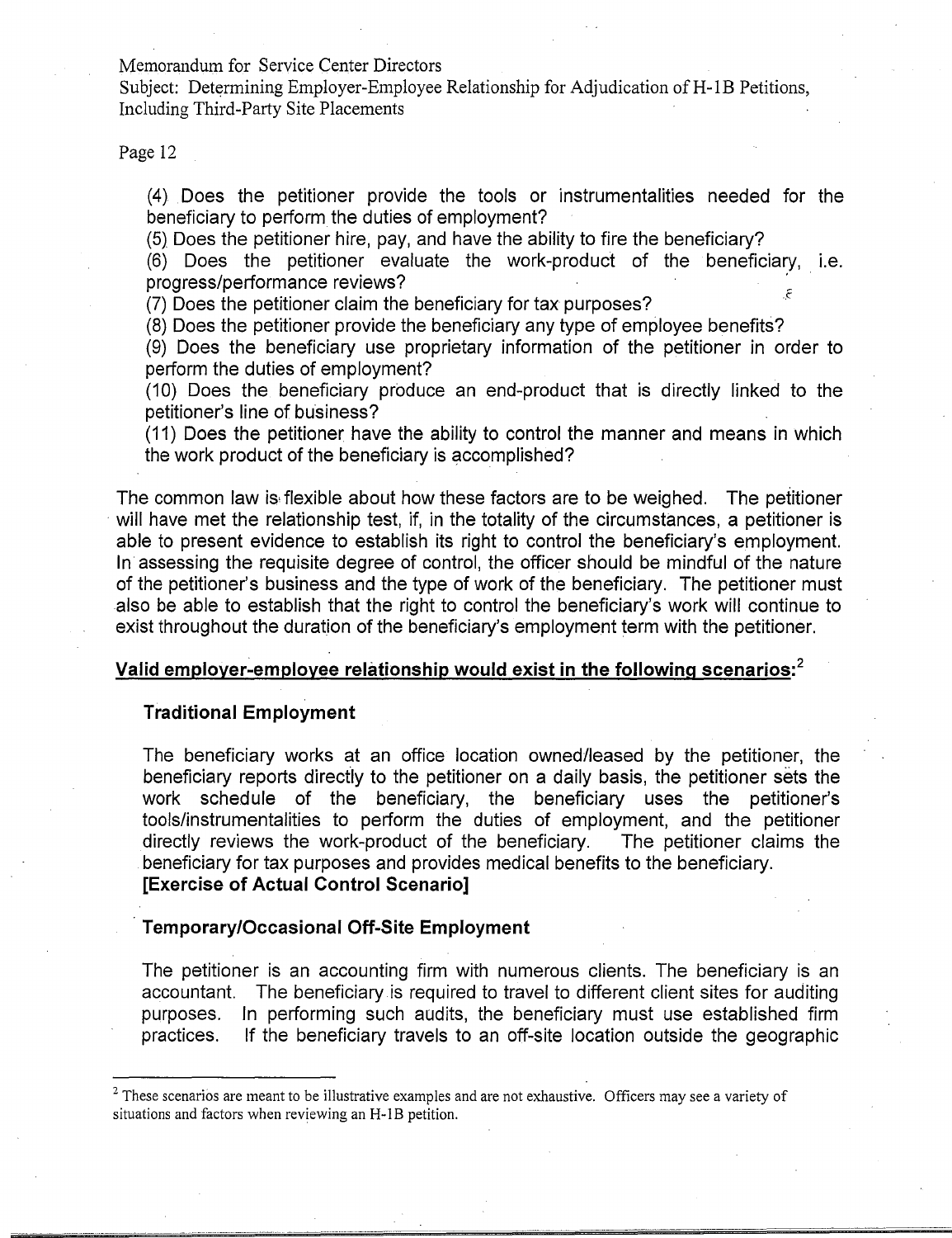(4) Does the petitioner provide the tools or instrumentalities needed for the beneficiary to perform the duties of employment?
(5) Does the petitioner hire, pay, and have the ability to fire the beneficiary?
(6) Does the petitioner evaluate the work-product of the beneficiary, i.e. progress/performance reviews?
(7) Does the petitioner claim the beneficiary for tax purposes?
(8) Does the petitioner provide the beneficiary any type of employee benefits?
(9) Does the beneficiary use proprietary information of the petitioner in order to perform the duties of employment?
(10) Does the beneficiary produce an end-product that is directly linked to the petitioner's line of business?
(11) Does the petitioner have the ability to control the manner and means in which the work product of the beneficiary is accomplished?

The common law is flexible about how these factors are to be weighed. The petitioner will have met the relationship test, if, in the totality of the circumstances, a petitioner is able to present evidence to establish its right to control the beneficiary's employment. In assessing the requisite degree of control, the officer should be mindful of the nature of the petitioner's business and the type of work of the beneficiary. The petitioner must also be able to establish that the right to control the beneficiary's work will continue to exist throughout the duration of the beneficiary's employment term with the petitioner.

**Valid employer-employee relationship would exist in the following scenarios:**[2]

### Traditional Employment

The beneficiary works at an office location owned/leased by the petitioner, the beneficiary reports directly to the petitioner on a daily basis, the petitioner sets the work schedule of the beneficiary, the beneficiary uses the petitioner's tools/instrumentalities to perform the duties of employment, and the petitioner directly reviews the work-product of the beneficiary. The petitioner claims the beneficiary for tax purposes and provides medical benefits to the beneficiary.
**[Exercise of Actual Control Scenario]**

### Temporary/Occasional Off-Site Employment

The petitioner is an accounting firm with numerous clients. The beneficiary is an accountant. The beneficiary is required to travel to different client sites for auditing purposes. In performing such audits, the beneficiary must use established firm practices. If the beneficiary travels to an off-site location outside the geographic

---

[2] These scenarios are meant to be illustrative examples and are not exhaustive. Officers may see a variety of situations and factors when reviewing an H-1B petition.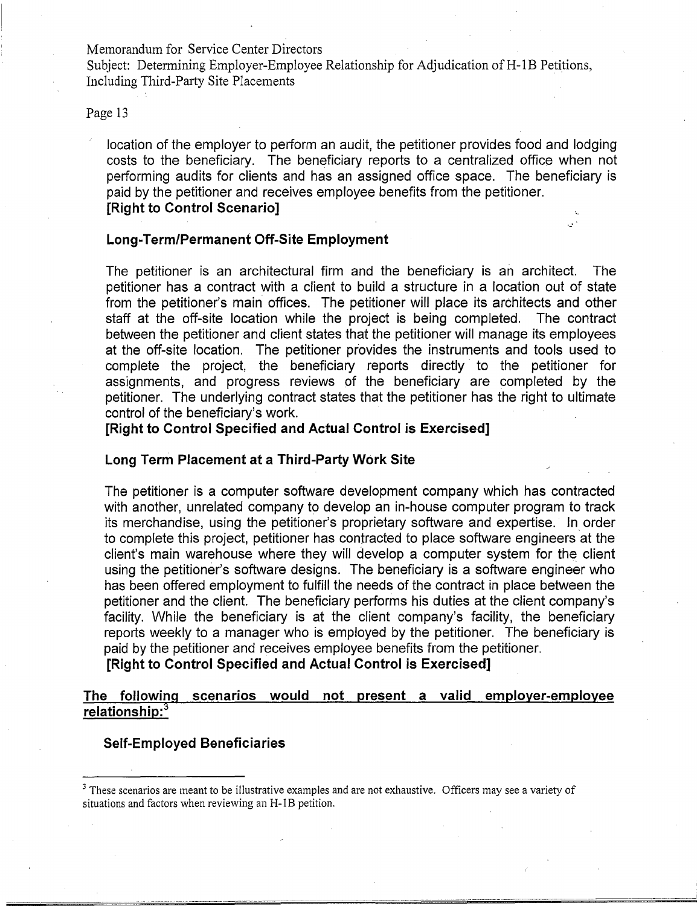location of the employer to perform an audit, the petitioner provides food and lodging costs to the beneficiary. The beneficiary reports to a centralized office when not performing audits for clients and has an assigned office space. The beneficiary is paid by the petitioner and receives employee benefits from the petitioner.
**[Right to Control Scenario]**

**Long-Term/Permanent Off-Site Employment**

The petitioner is an architectural firm and the beneficiary is an architect. The petitioner has a contract with a client to build a structure in a location out of state from the petitioner's main offices. The petitioner will place its architects and other staff at the off-site location while the project is being completed. The contract between the petitioner and client states that the petitioner will manage its employees at the off-site location. The petitioner provides the instruments and tools used to complete the project, the beneficiary reports directly to the petitioner for assignments, and progress reviews of the beneficiary are completed by the petitioner. The underlying contract states that the petitioner has the right to ultimate control of the beneficiary's work.
**[Right to Control Specified and Actual Control is Exercised]**

**Long Term Placement at a Third-Party Work Site**

The petitioner is a computer software development company which has contracted with another, unrelated company to develop an in-house computer program to track its merchandise, using the petitioner's proprietary software and expertise. In order to complete this project, petitioner has contracted to place software engineers at the client's main warehouse where they will develop a computer system for the client using the petitioner's software designs. The beneficiary is a software engineer who has been offered employment to fulfill the needs of the contract in place between the petitioner and the client. The beneficiary performs his duties at the client company's facility. While the beneficiary is at the client company's facility, the beneficiary reports weekly to a manager who is employed by the petitioner. The beneficiary is paid by the petitioner and receives employee benefits from the petitioner.
**[Right to Control Specified and Actual Control is Exercised]**

**The following scenarios would not present a valid employer-employee relationship:**[3]

**Self-Employed Beneficiaries**

[3] These scenarios are meant to be illustrative examples and are not exhaustive. Officers may see a variety of situations and factors when reviewing an H-1B petition.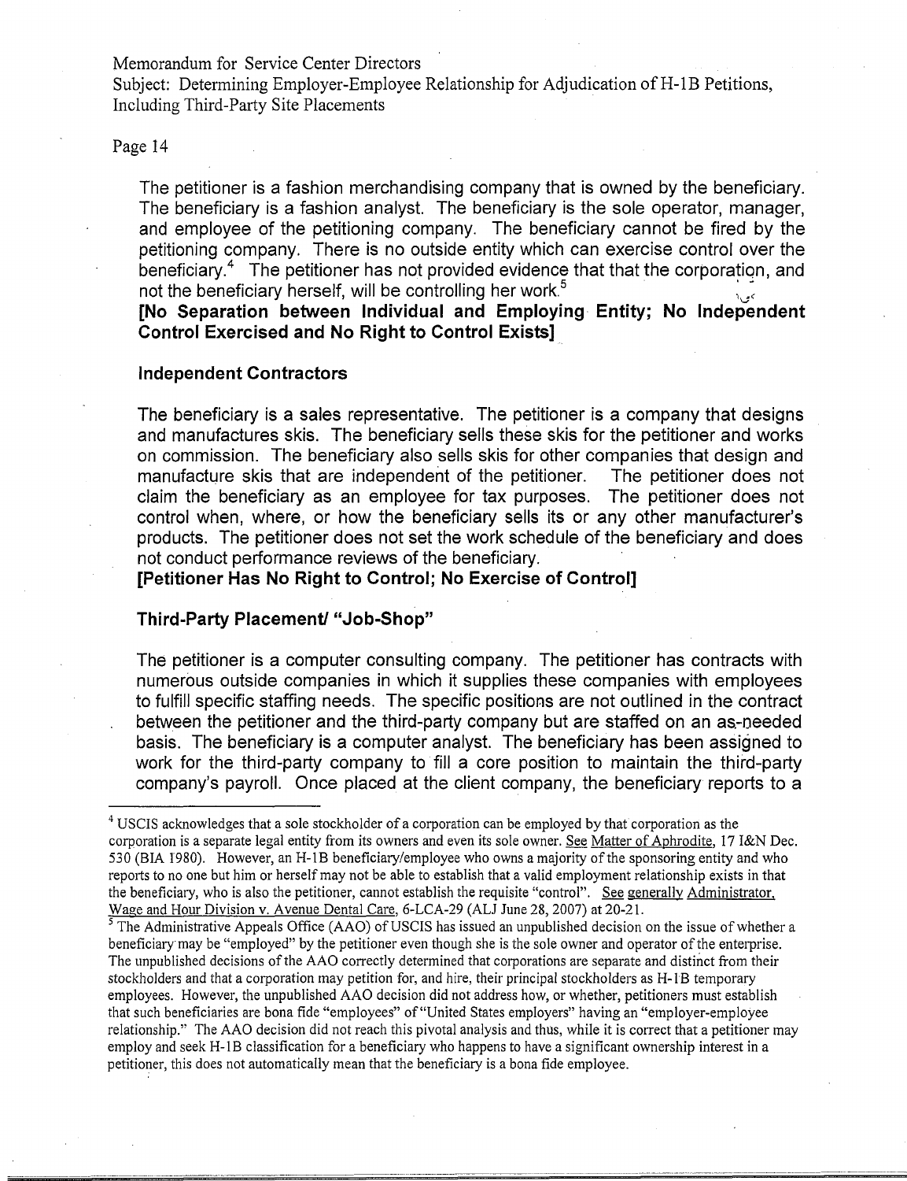The petitioner is a fashion merchandising company that is owned by the beneficiary. The beneficiary is a fashion analyst. The beneficiary is the sole operator, manager, and employee of the petitioning company. The beneficiary cannot be fired by the petitioning company. There is no outside entity which can exercise control over the beneficiary.[4] The petitioner has not provided evidence that that the corporation, and not the beneficiary herself, will be controlling her work.[5]

**[No Separation between Individual and Employing Entity; No Independent Control Exercised and No Right to Control Exists]**

### Independent Contractors

The beneficiary is a sales representative. The petitioner is a company that designs and manufactures skis. The beneficiary sells these skis for the petitioner and works on commission. The beneficiary also sells skis for other companies that design and manufacture skis that are independent of the petitioner. The petitioner does not claim the beneficiary as an employee for tax purposes. The petitioner does not control when, where, or how the beneficiary sells its or any other manufacturer's products. The petitioner does not set the work schedule of the beneficiary and does not conduct performance reviews of the beneficiary.

**[Petitioner Has No Right to Control; No Exercise of Control]**

### Third-Party Placement/ "Job-Shop"

The petitioner is a computer consulting company. The petitioner has contracts with numerous outside companies in which it supplies these companies with employees to fulfill specific staffing needs. The specific positions are not outlined in the contract between the petitioner and the third-party company but are staffed on an as-needed basis. The beneficiary is a computer analyst. The beneficiary has been assigned to work for the third-party company to fill a core position to maintain the third-party company's payroll. Once placed at the client company, the beneficiary reports to a

---

[4] USCIS acknowledges that a sole stockholder of a corporation can be employed by that corporation as the corporation is a separate legal entity from its owners and even its sole owner. See Matter of Aphrodite, 17 I&N Dec. 530 (BIA 1980). However, an H-1B beneficiary/employee who owns a majority of the sponsoring entity and who reports to no one but him or herself may not be able to establish that a valid employment relationship exists in that the beneficiary, who is also the petitioner, cannot establish the requisite "control". See generally Administrator, Wage and Hour Division v. Avenue Dental Care, 6-LCA-29 (ALJ June 28, 2007) at 20-21.

[5] The Administrative Appeals Office (AAO) of USCIS has issued an unpublished decision on the issue of whether a beneficiary may be "employed" by the petitioner even though she is the sole owner and operator of the enterprise. The unpublished decisions of the AAO correctly determined that corporations are separate and distinct from their stockholders and that a corporation may petition for, and hire, their principal stockholders as H-1B temporary employees. However, the unpublished AAO decision did not address how, or whether, petitioners must establish that such beneficiaries are bona fide "employees" of "United States employers" having an "employer-employee relationship." The AAO decision did not reach this pivotal analysis and thus, while it is correct that a petitioner may employ and seek H-1B classification for a beneficiary who happens to have a significant ownership interest in a petitioner, this does not automatically mean that the beneficiary is a bona fide employee.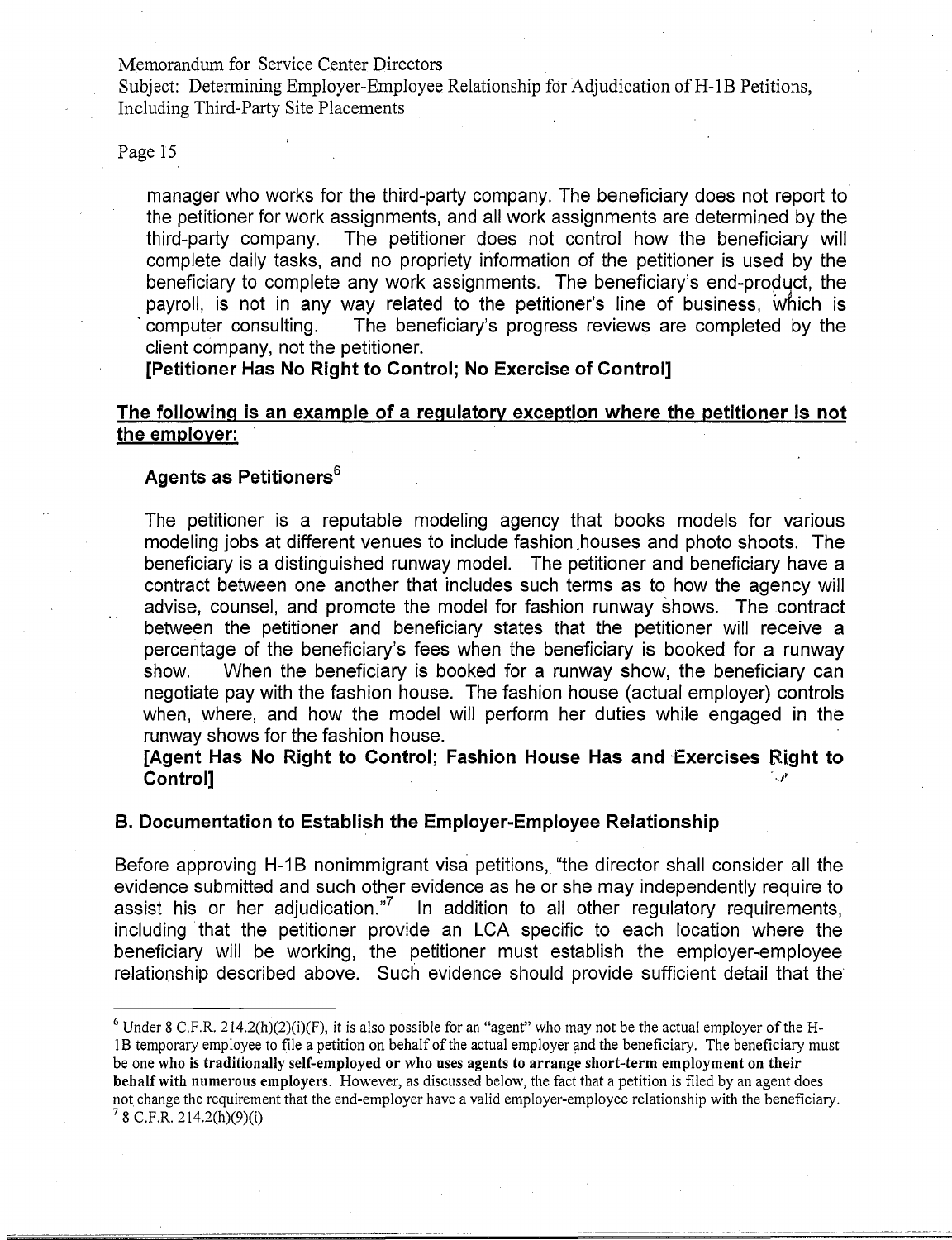manager who works for the third-party company. The beneficiary does not report to the petitioner for work assignments, and all work assignments are determined by the third-party company. The petitioner does not control how the beneficiary will complete daily tasks, and no propriety information of the petitioner is used by the beneficiary to complete any work assignments. The beneficiary's end-product, the payroll, is not in any way related to the petitioner's line of business, which is computer consulting. The beneficiary's progress reviews are completed by the client company, not the petitioner.

**[Petitioner Has No Right to Control; No Exercise of Control]**

**<u>The following is an example of a regulatory exception where the petitioner is not the employer:</u>**

**Agents as Petitioners**[6]

The petitioner is a reputable modeling agency that books models for various modeling jobs at different venues to include fashion houses and photo shoots. The beneficiary is a distinguished runway model. The petitioner and beneficiary have a contract between one another that includes such terms as to how the agency will advise, counsel, and promote the model for fashion runway shows. The contract between the petitioner and beneficiary states that the petitioner will receive a percentage of the beneficiary's fees when the beneficiary is booked for a runway show. When the beneficiary is booked for a runway show, the beneficiary can negotiate pay with the fashion house. The fashion house (actual employer) controls when, where, and how the model will perform her duties while engaged in the runway shows for the fashion house.

**[Agent Has No Right to Control; Fashion House Has and Exercises Right to Control]**

### B. Documentation to Establish the Employer-Employee Relationship

Before approving H-1B nonimmigrant visa petitions, "the director shall consider all the evidence submitted and such other evidence as he or she may independently require to assist his or her adjudication."[7] In addition to all other regulatory requirements, including that the petitioner provide an LCA specific to each location where the beneficiary will be working, the petitioner must establish the employer-employee relationship described above. Such evidence should provide sufficient detail that the

---

[6] Under 8 C.F.R. 214.2(h)(2)(i)(F), it is also possible for an "agent" who may not be the actual employer of the H-1B temporary employee to file a petition on behalf of the actual employer and the beneficiary. The beneficiary must be one **who is traditionally self-employed or who uses agents to arrange short-term employment on their behalf with numerous employers**. However, as discussed below, the fact that a petition is filed by an agent does not change the requirement that the end-employer have a valid employer-employee relationship with the beneficiary.

[7] 8 C.F.R. 214.2(h)(9)(i)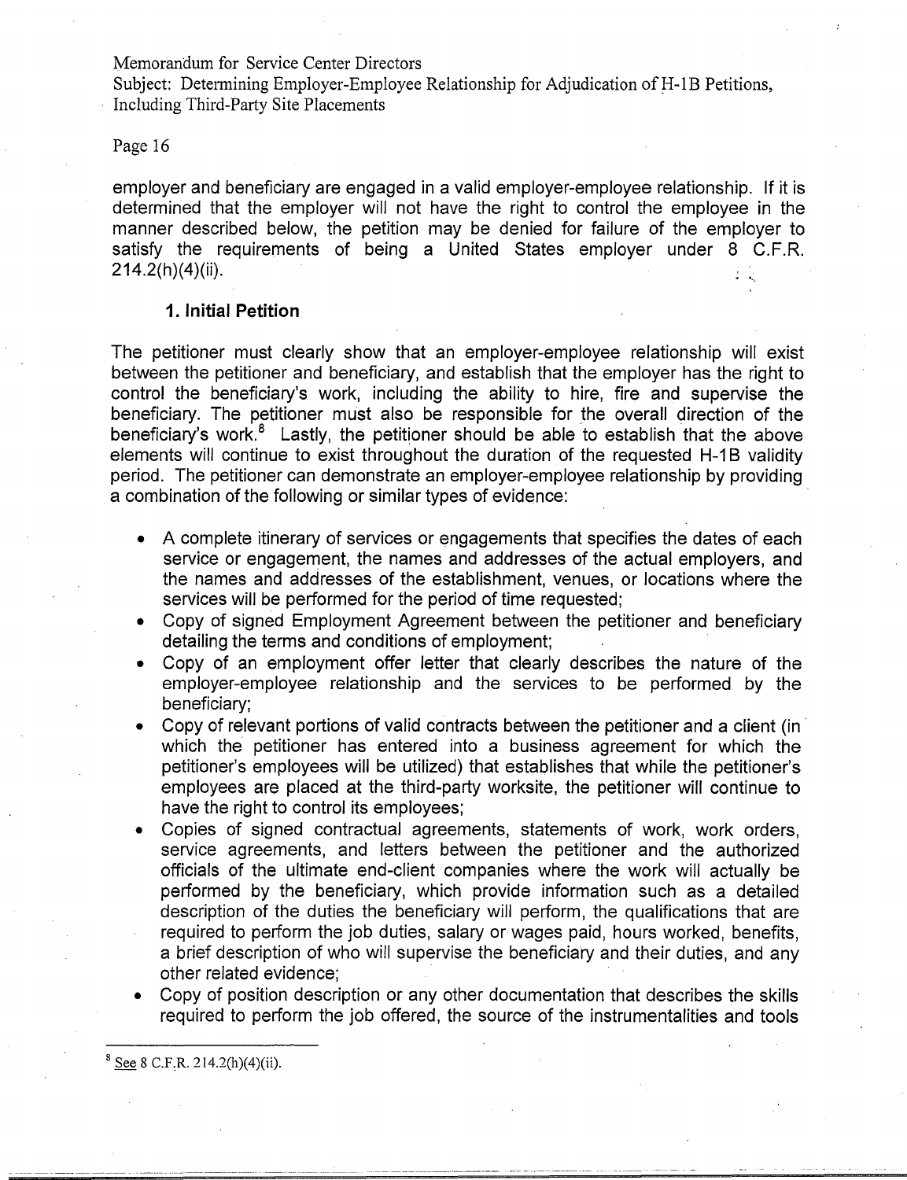employer and beneficiary are engaged in a valid employer-employee relationship. If it is determined that the employer will not have the right to control the employee in the manner described below, the petition may be denied for failure of the employer to satisfy the requirements of being a United States employer under 8 C.F.R. 214.2(h)(4)(ii).

### 1. Initial Petition

The petitioner must clearly show that an employer-employee relationship will exist between the petitioner and beneficiary, and establish that the employer has the right to control the beneficiary's work, including the ability to hire, fire and supervise the beneficiary. The petitioner must also be responsible for the overall direction of the beneficiary's work.[8] Lastly, the petitioner should be able to establish that the above elements will continue to exist throughout the duration of the requested H-1B validity period. The petitioner can demonstrate an employer-employee relationship by providing a combination of the following or similar types of evidence:

- A complete itinerary of services or engagements that specifies the dates of each service or engagement, the names and addresses of the actual employers, and the names and addresses of the establishment, venues, or locations where the services will be performed for the period of time requested;
- Copy of signed Employment Agreement between the petitioner and beneficiary detailing the terms and conditions of employment;
- Copy of an employment offer letter that clearly describes the nature of the employer-employee relationship and the services to be performed by the beneficiary;
- Copy of relevant portions of valid contracts between the petitioner and a client (in which the petitioner has entered into a business agreement for which the petitioner's employees will be utilized) that establishes that while the petitioner's employees are placed at the third-party worksite, the petitioner will continue to have the right to control its employees;
- Copies of signed contractual agreements, statements of work, work orders, service agreements, and letters between the petitioner and the authorized officials of the ultimate end-client companies where the work will actually be performed by the beneficiary, which provide information such as a detailed description of the duties the beneficiary will perform, the qualifications that are required to perform the job duties, salary or wages paid, hours worked, benefits, a brief description of who will supervise the beneficiary and their duties, and any other related evidence;
- Copy of position description or any other documentation that describes the skills required to perform the job offered, the source of the instrumentalities and tools

[8] See 8 C.F.R. 214.2(h)(4)(ii).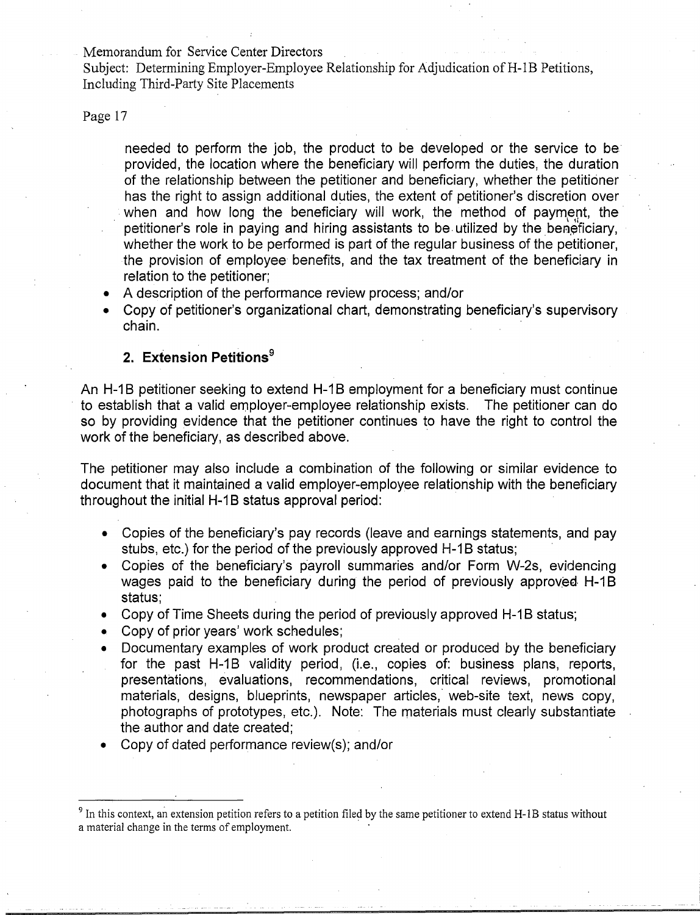needed to perform the job, the product to be developed or the service to be provided, the location where the beneficiary will perform the duties, the duration of the relationship between the petitioner and beneficiary, whether the petitioner has the right to assign additional duties, the extent of petitioner's discretion over when and how long the beneficiary will work, the method of payment, the petitioner's role in paying and hiring assistants to be utilized by the beneficiary, whether the work to be performed is part of the regular business of the petitioner, the provision of employee benefits, and the tax treatment of the beneficiary in relation to the petitioner;
- A description of the performance review process; and/or
- Copy of petitioner's organizational chart, demonstrating beneficiary's supervisory chain.

### 2. Extension Petitions[9]

An H-1B petitioner seeking to extend H-1B employment for a beneficiary must continue to establish that a valid employer-employee relationship exists. The petitioner can do so by providing evidence that the petitioner continues to have the right to control the work of the beneficiary, as described above.

The petitioner may also include a combination of the following or similar evidence to document that it maintained a valid employer-employee relationship with the beneficiary throughout the initial H-1B status approval period:

- Copies of the beneficiary's pay records (leave and earnings statements, and pay stubs, etc.) for the period of the previously approved H-1B status;
- Copies of the beneficiary's payroll summaries and/or Form W-2s, evidencing wages paid to the beneficiary during the period of previously approved H-1B status;
- Copy of Time Sheets during the period of previously approved H-1B status;
- Copy of prior years' work schedules;
- Documentary examples of work product created or produced by the beneficiary for the past H-1B validity period, (i.e., copies of: business plans, reports, presentations, evaluations, recommendations, critical reviews, promotional materials, designs, blueprints, newspaper articles, web-site text, news copy, photographs of prototypes, etc.). Note: The materials must clearly substantiate the author and date created;
- Copy of dated performance review(s); and/or

[9] In this context, an extension petition refers to a petition filed by the same petitioner to extend H-1B status without a material change in the terms of employment.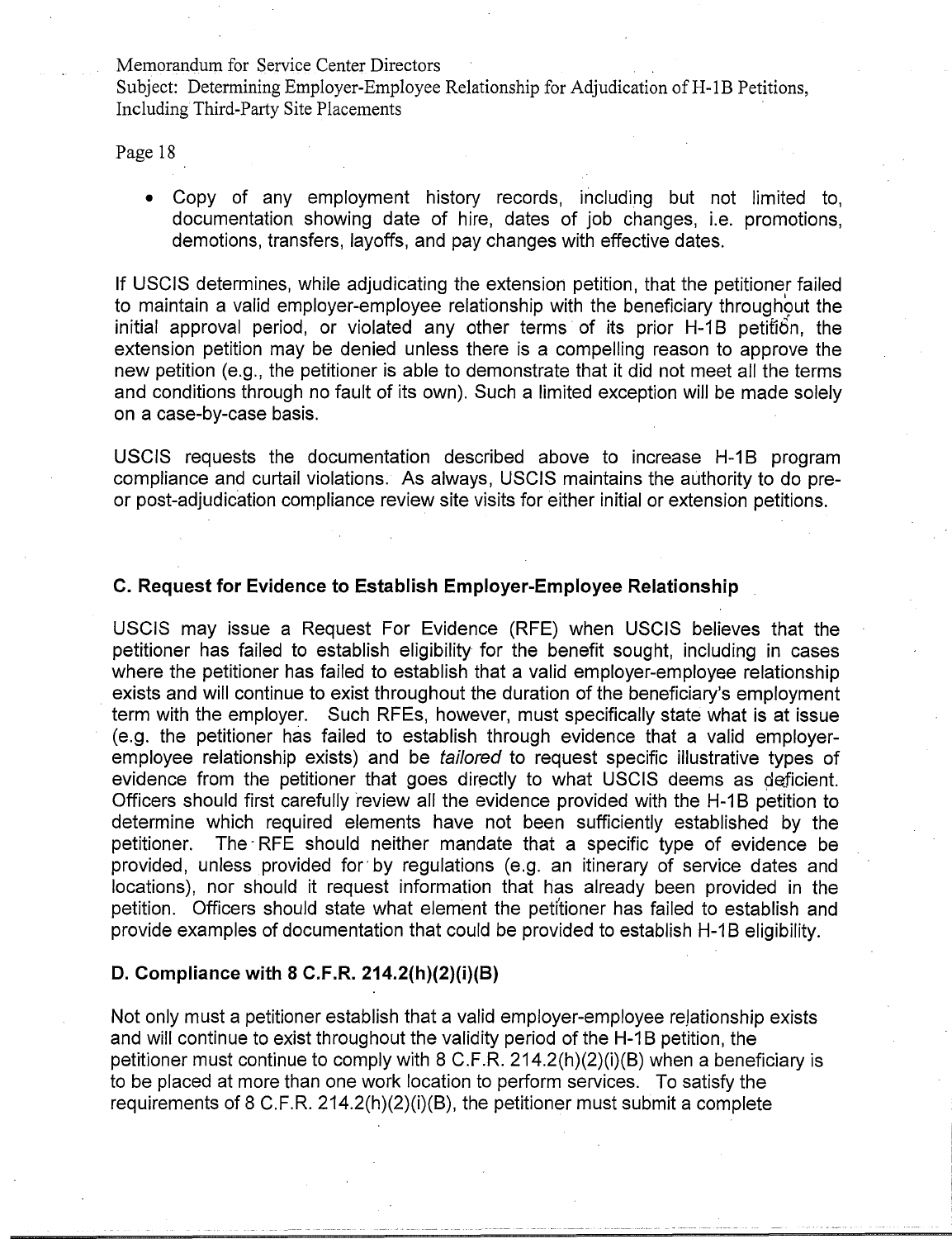- Copy of any employment history records, including but not limited to, documentation showing date of hire, dates of job changes, i.e. promotions, demotions, transfers, layoffs, and pay changes with effective dates.

If USCIS determines, while adjudicating the extension petition, that the petitioner failed to maintain a valid employer-employee relationship with the beneficiary throughout the initial approval period, or violated any other terms of its prior H-1B petition, the extension petition may be denied unless there is a compelling reason to approve the new petition (e.g., the petitioner is able to demonstrate that it did not meet all the terms and conditions through no fault of its own). Such a limited exception will be made solely on a case-by-case basis.

USCIS requests the documentation described above to increase H-1B program compliance and curtail violations. As always, USCIS maintains the authority to do pre- or post-adjudication compliance review site visits for either initial or extension petitions.

### C. Request for Evidence to Establish Employer-Employee Relationship

USCIS may issue a Request For Evidence (RFE) when USCIS believes that the petitioner has failed to establish eligibility for the benefit sought, including in cases where the petitioner has failed to establish that a valid employer-employee relationship exists and will continue to exist throughout the duration of the beneficiary's employment term with the employer. Such RFEs, however, must specifically state what is at issue (e.g. the petitioner has failed to establish through evidence that a valid employer-employee relationship exists) and be *tailored* to request specific illustrative types of evidence from the petitioner that goes directly to what USCIS deems as deficient. Officers should first carefully review all the evidence provided with the H-1B petition to determine which required elements have not been sufficiently established by the petitioner. The RFE should neither mandate that a specific type of evidence be provided, unless provided for by regulations (e.g. an itinerary of service dates and locations), nor should it request information that has already been provided in the petition. Officers should state what element the petitioner has failed to establish and provide examples of documentation that could be provided to establish H-1B eligibility.

### D. Compliance with 8 C.F.R. 214.2(h)(2)(i)(B)

Not only must a petitioner establish that a valid employer-employee relationship exists and will continue to exist throughout the validity period of the H-1B petition, the petitioner must continue to comply with 8 C.F.R. 214.2(h)(2)(i)(B) when a beneficiary is to be placed at more than one work location to perform services. To satisfy the requirements of 8 C.F.R. 214.2(h)(2)(i)(B), the petitioner must submit a complete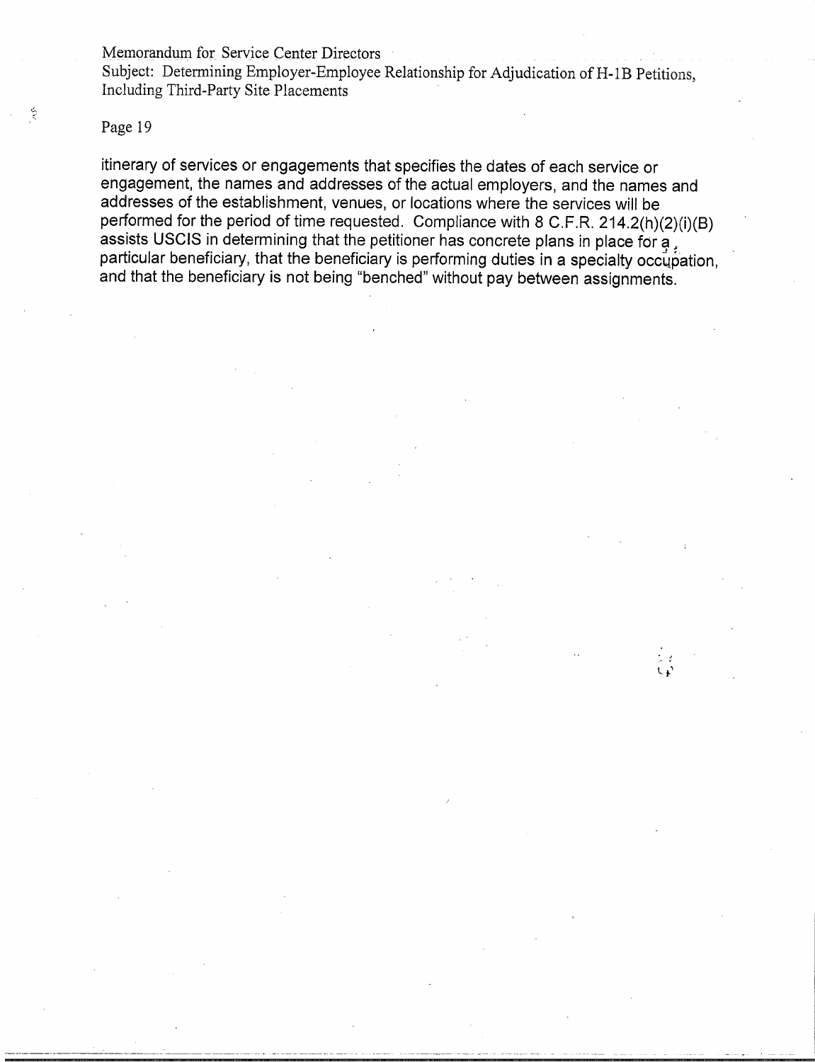itinerary of services or engagements that specifies the dates of each service or engagement, the names and addresses of the actual employers, and the names and addresses of the establishment, venues, or locations where the services will be performed for the period of time requested. Compliance with 8 C.F.R. 214.2(h)(2)(i)(B) assists USCIS in determining that the petitioner has concrete plans in place for a particular beneficiary, that the beneficiary is performing duties in a specialty occupation, and that the beneficiary is not being "benched" without pay between assignments.